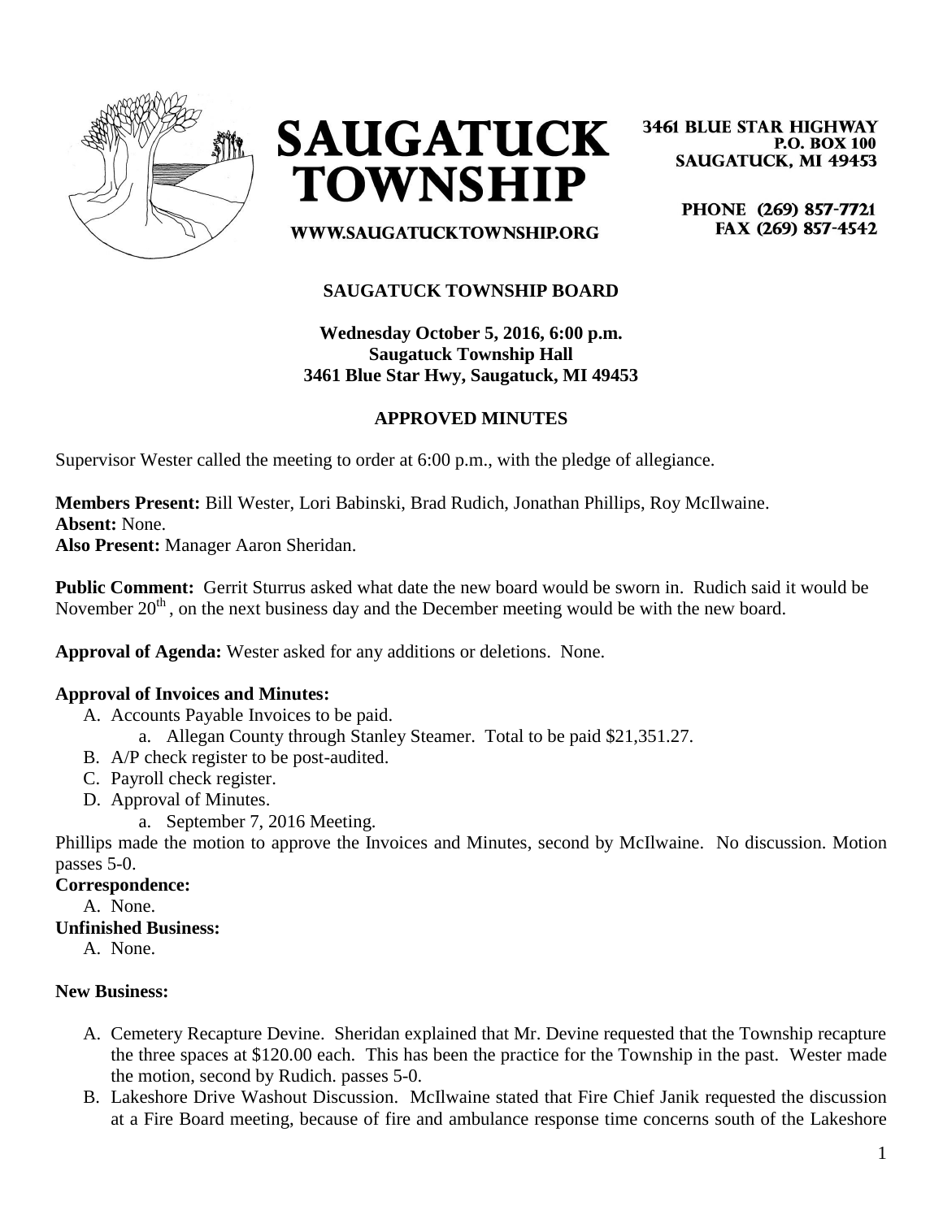# SAUGATUCK TOWNSHIP

3461 BLUE STAR HIGHWAY
P.O. BOX 100
SAUGATUCK, MI 49453

PHONE (269) 857-7721
FAX (269) 857-4542

WWW.SAUGATUCKTOWNSHIP.ORG

**SAUGATUCK TOWNSHIP BOARD**

**Wednesday October 5, 2016, 6:00 p.m.**
**Saugatuck Township Hall**
**3461 Blue Star Hwy, Saugatuck, MI 49453**

**APPROVED MINUTES**

Supervisor Wester called the meeting to order at 6:00 p.m., with the pledge of allegiance.

**Members Present:** Bill Wester, Lori Babinski, Brad Rudich, Jonathan Phillips, Roy McIlwaine.
**Absent:** None.
**Also Present:** Manager Aaron Sheridan.

**Public Comment:** Gerrit Sturrus asked what date the new board would be sworn in. Rudich said it would be November 20th , on the next business day and the December meeting would be with the new board.

**Approval of Agenda:** Wester asked for any additions or deletions. None.

**Approval of Invoices and Minutes:**

A. Accounts Payable Invoices to be paid.
   a. Allegan County through Stanley Steamer. Total to be paid $21,351.27.
B. A/P check register to be post-audited.
C. Payroll check register.
D. Approval of Minutes.
   a. September 7, 2016 Meeting.

Phillips made the motion to approve the Invoices and Minutes, second by McIlwaine. No discussion. Motion passes 5-0.

**Correspondence:**

A. None.

**Unfinished Business:**

A. None.

**New Business:**

A. Cemetery Recapture Devine. Sheridan explained that Mr. Devine requested that the Township recapture the three spaces at $120.00 each. This has been the practice for the Township in the past. Wester made the motion, second by Rudich. passes 5-0.
B. Lakeshore Drive Washout Discussion. McIlwaine stated that Fire Chief Janik requested the discussion at a Fire Board meeting, because of fire and ambulance response time concerns south of the Lakeshore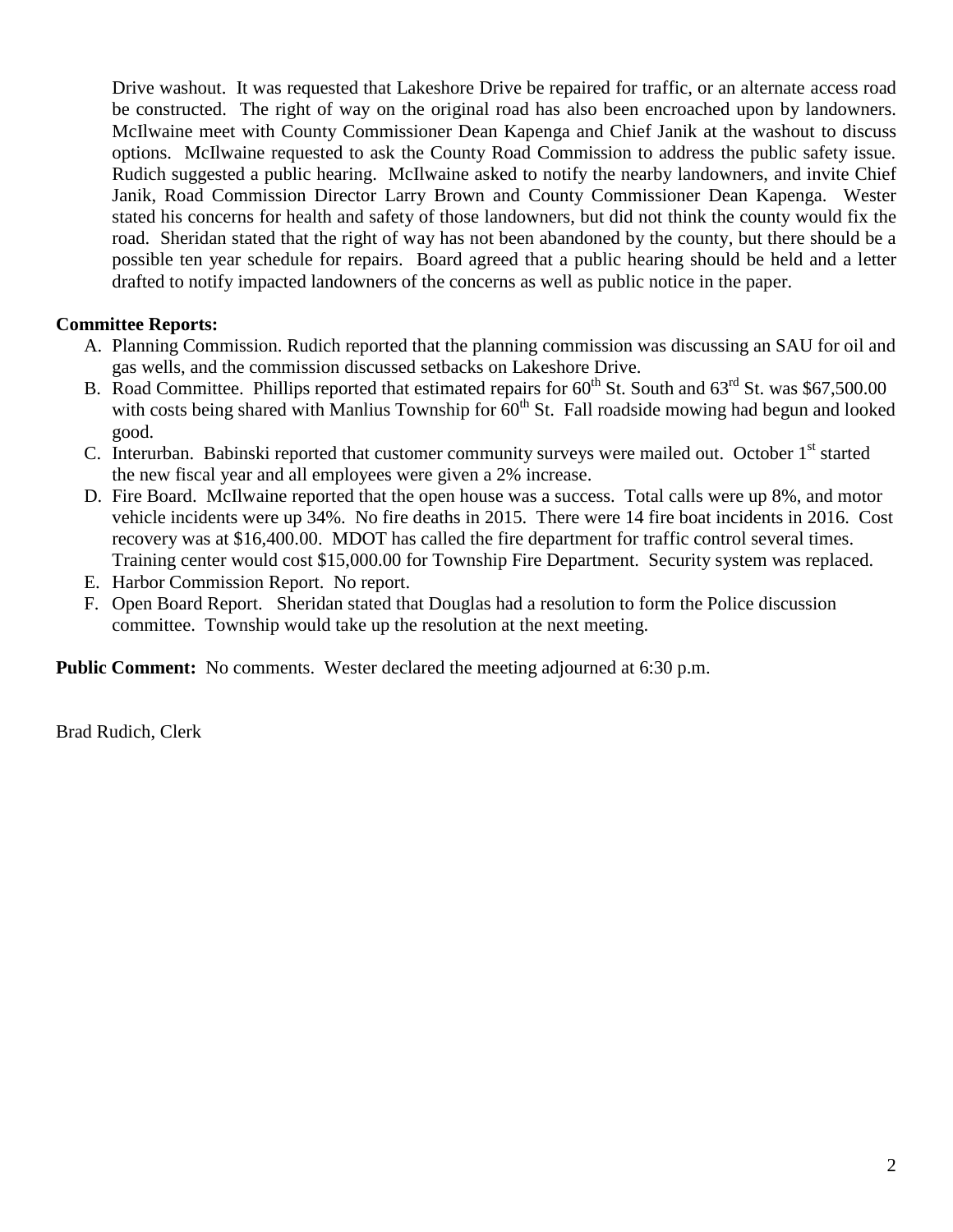Drive washout. It was requested that Lakeshore Drive be repaired for traffic, or an alternate access road be constructed. The right of way on the original road has also been encroached upon by landowners. McIlwaine meet with County Commissioner Dean Kapenga and Chief Janik at the washout to discuss options. McIlwaine requested to ask the County Road Commission to address the public safety issue. Rudich suggested a public hearing. McIlwaine asked to notify the nearby landowners, and invite Chief Janik, Road Commission Director Larry Brown and County Commissioner Dean Kapenga. Wester stated his concerns for health and safety of those landowners, but did not think the county would fix the road. Sheridan stated that the right of way has not been abandoned by the county, but there should be a possible ten year schedule for repairs. Board agreed that a public hearing should be held and a letter drafted to notify impacted landowners of the concerns as well as public notice in the paper.

**Committee Reports:**

A. Planning Commission. Rudich reported that the planning commission was discussing an SAU for oil and gas wells, and the commission discussed setbacks on Lakeshore Drive.
B. Road Committee. Phillips reported that estimated repairs for 60th St. South and 63rd St. was $67,500.00 with costs being shared with Manlius Township for 60th St. Fall roadside mowing had begun and looked good.
C. Interurban. Babinski reported that customer community surveys were mailed out. October 1st started the new fiscal year and all employees were given a 2% increase.
D. Fire Board. McIlwaine reported that the open house was a success. Total calls were up 8%, and motor vehicle incidents were up 34%. No fire deaths in 2015. There were 14 fire boat incidents in 2016. Cost recovery was at $16,400.00. MDOT has called the fire department for traffic control several times. Training center would cost $15,000.00 for Township Fire Department. Security system was replaced.
E. Harbor Commission Report. No report.
F. Open Board Report. Sheridan stated that Douglas had a resolution to form the Police discussion committee. Township would take up the resolution at the next meeting.

**Public Comment:** No comments. Wester declared the meeting adjourned at 6:30 p.m.

Brad Rudich, Clerk